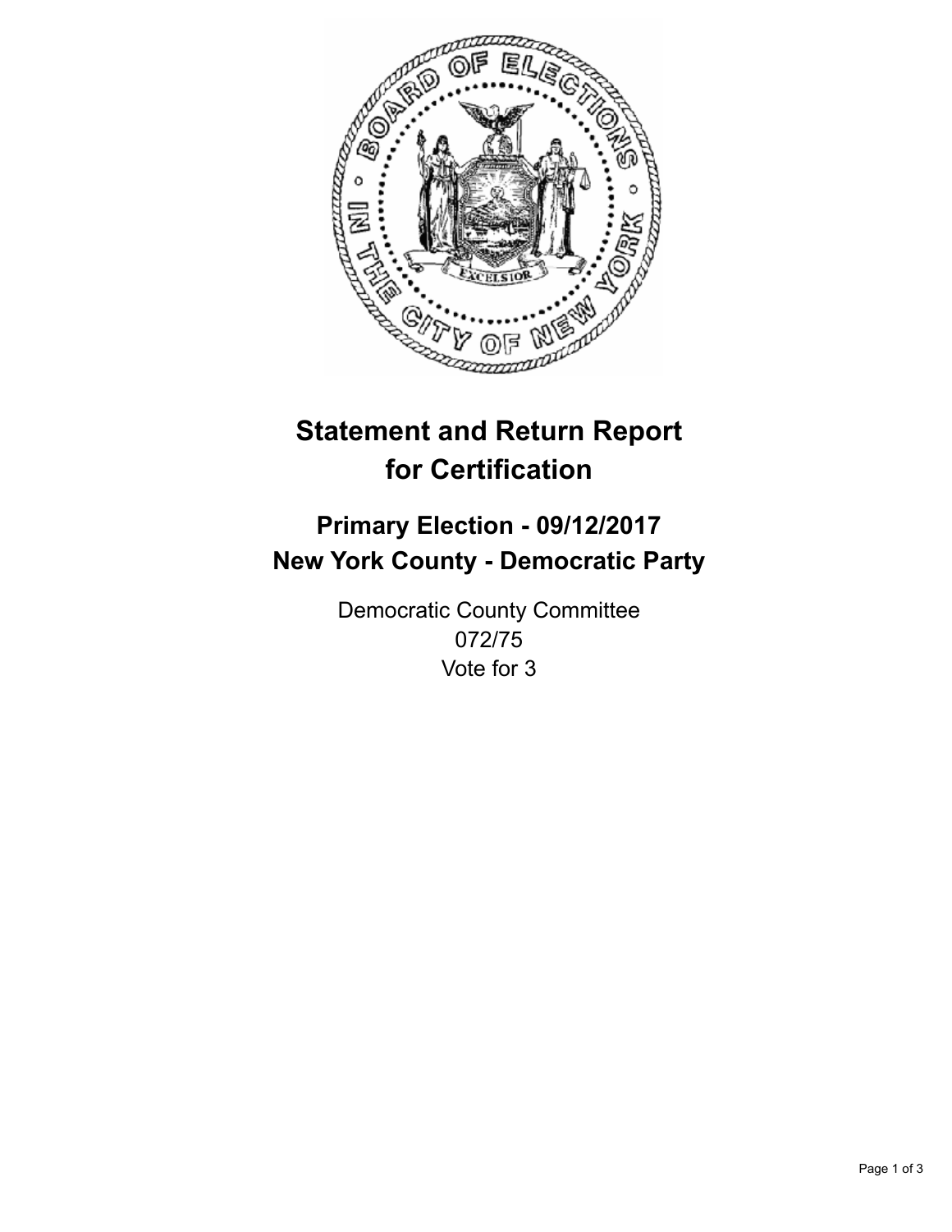# Statement and Return Report for Certification

## Primary Election - 09/12/2017
## New York County - Democratic Party

Democratic County Committee
072/75
Vote for 3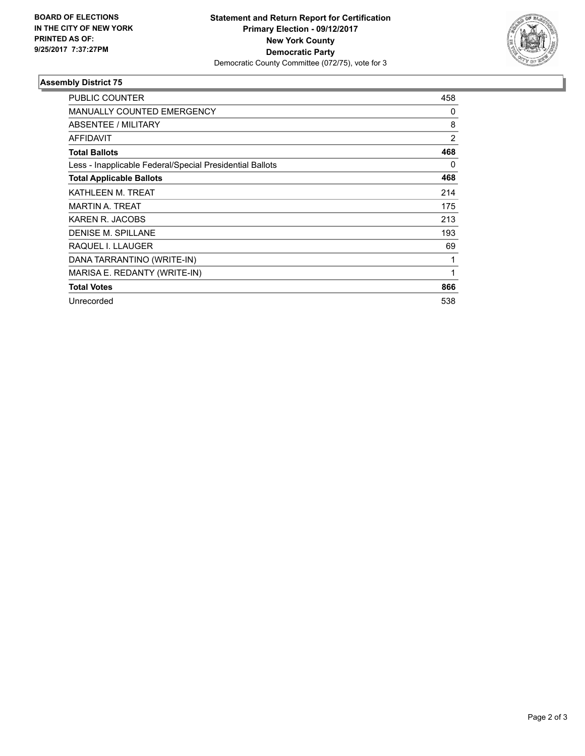**BOARD OF ELECTIONS IN THE CITY OF NEW YORK PRINTED AS OF: 9/25/2017 7:37:27PM**

**Statement and Return Report for Certification**
**Primary Election - 09/12/2017**
**New York County**
**Democratic Party**
Democratic County Committee (072/75), vote for 3

### Assembly District 75

| | |
|---|---|
| PUBLIC COUNTER | 458 |
| MANUALLY COUNTED EMERGENCY | 0 |
| ABSENTEE / MILITARY | 8 |
| AFFIDAVIT | 2 |
| **Total Ballots** | **468** |
| Less - Inapplicable Federal/Special Presidential Ballots | 0 |
| **Total Applicable Ballots** | **468** |
| KATHLEEN M. TREAT | 214 |
| MARTIN A. TREAT | 175 |
| KAREN R. JACOBS | 213 |
| DENISE M. SPILLANE | 193 |
| RAQUEL I. LLAUGER | 69 |
| DANA TARRANTINO (WRITE-IN) | 1 |
| MARISA E. REDANTY (WRITE-IN) | 1 |
| **Total Votes** | **866** |
| Unrecorded | 538 |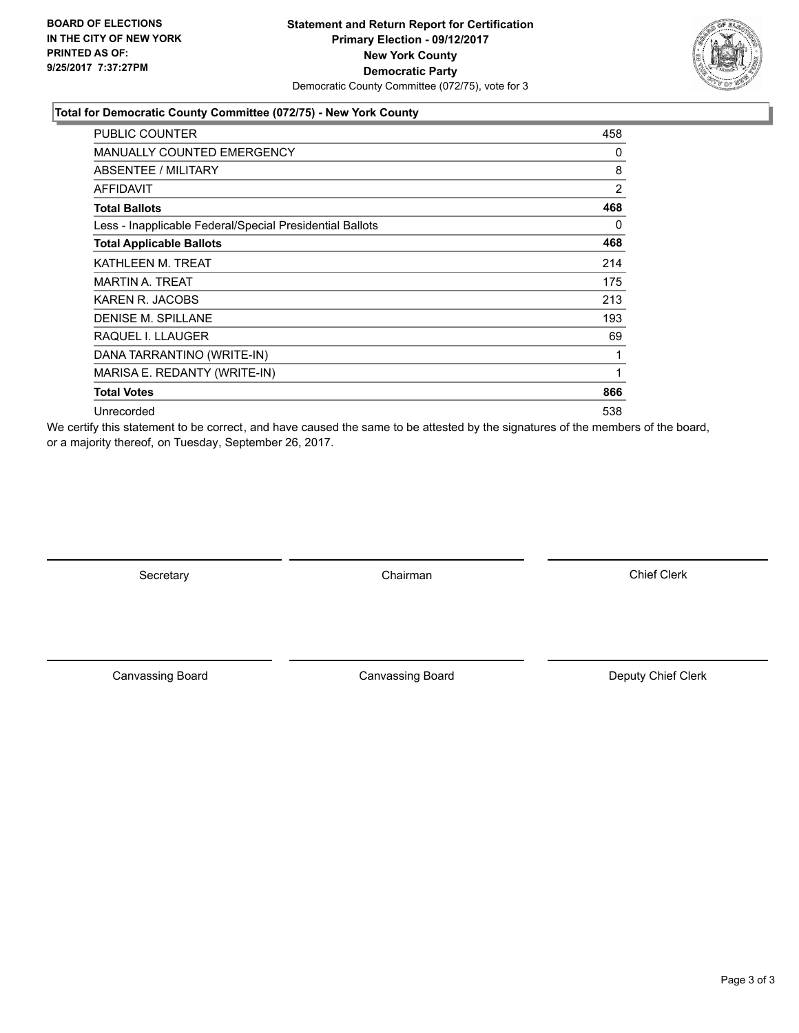**BOARD OF ELECTIONS IN THE CITY OF NEW YORK PRINTED AS OF: 9/25/2017 7:37:27PM**

**Statement and Return Report for Certification**
**Primary Election - 09/12/2017**
**New York County**
**Democratic Party**
Democratic County Committee (072/75), vote for 3

**Total for Democratic County Committee (072/75) - New York County**

| | |
|---|---|
| PUBLIC COUNTER | 458 |
| MANUALLY COUNTED EMERGENCY | 0 |
| ABSENTEE / MILITARY | 8 |
| AFFIDAVIT | 2 |
| **Total Ballots** | **468** |
| Less - Inapplicable Federal/Special Presidential Ballots | 0 |
| **Total Applicable Ballots** | **468** |
| KATHLEEN M. TREAT | 214 |
| MARTIN A. TREAT | 175 |
| KAREN R. JACOBS | 213 |
| DENISE M. SPILLANE | 193 |
| RAQUEL I. LLAUGER | 69 |
| DANA TARRANTINO (WRITE-IN) | 1 |
| MARISA E. REDANTY (WRITE-IN) | 1 |
| **Total Votes** | **866** |
| Unrecorded | 538 |

We certify this statement to be correct, and have caused the same to be attested by the signatures of the members of the board, or a majority thereof, on Tuesday, September 26, 2017.

Secretary

Chairman

Chief Clerk

Canvassing Board

Canvassing Board

Deputy Chief Clerk